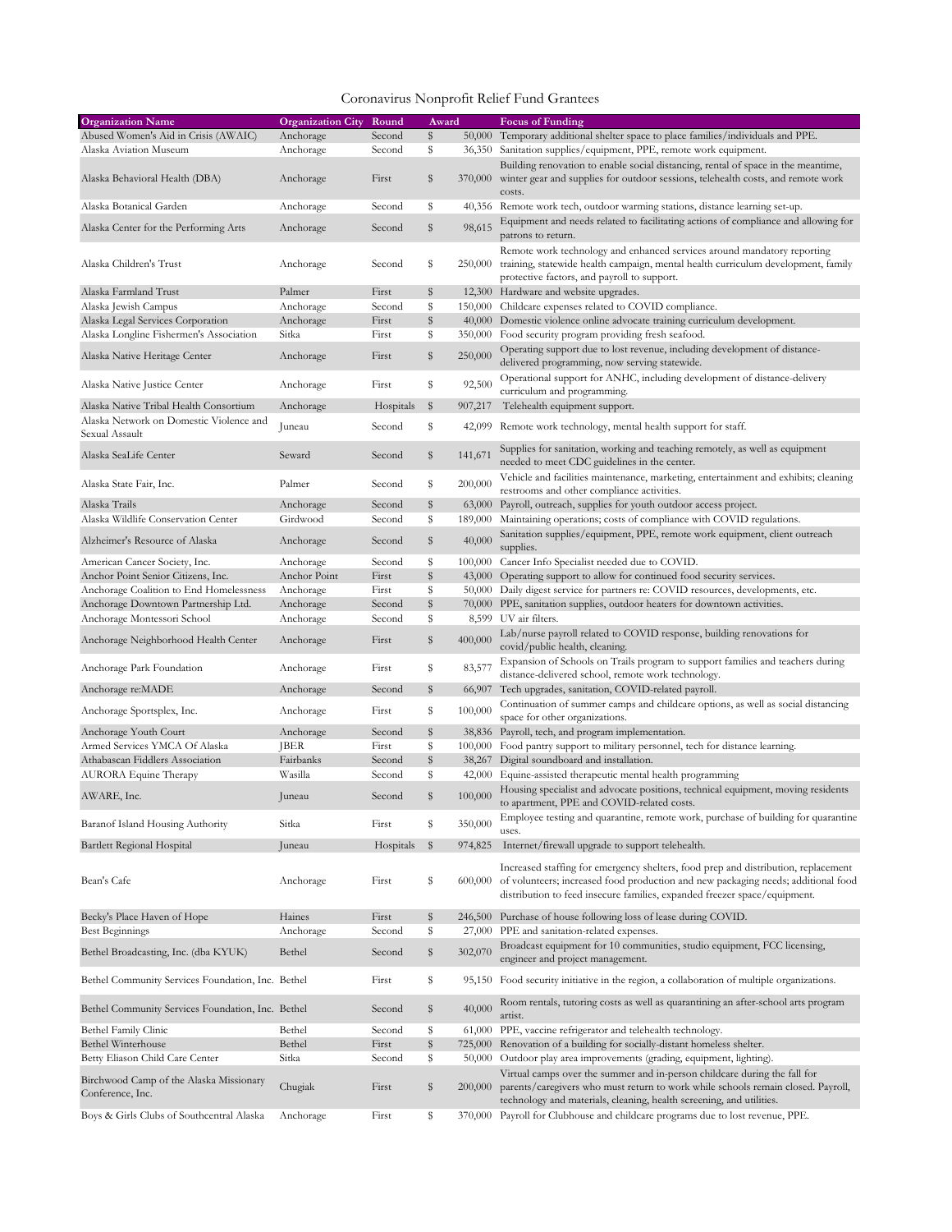# Coronavirus Nonprofit Relief Fund Grantees

| Organization Name | Organization City | Round | Award | Focus of Funding |
|---|---|---|---|---|
| Abused Women's Aid in Crisis (AWAIC) | Anchorage | Second | $ 50,000 | Temporary additional shelter space to place families/individuals and PPE. |
| Alaska Aviation Museum | Anchorage | Second | $ 36,350 | Sanitation supplies/equipment, PPE, remote work equipment. |
| Alaska Behavioral Health (DBA) | Anchorage | First | $ 370,000 | Building renovation to enable social distancing, rental of space in the meantime, winter gear and supplies for outdoor sessions, telehealth costs, and remote work costs. |
| Alaska Botanical Garden | Anchorage | Second | $ 40,356 | Remote work tech, outdoor warming stations, distance learning set-up. |
| Alaska Center for the Performing Arts | Anchorage | Second | $ 98,615 | Equipment and needs related to facilitating actions of compliance and allowing for patrons to return. |
| Alaska Children's Trust | Anchorage | Second | $ 250,000 | Remote work technology and enhanced services around mandatory reporting training, statewide health campaign, mental health curriculum development, family protective factors, and payroll to support. |
| Alaska Farmland Trust | Palmer | First | $ 12,300 | Hardware and website upgrades. |
| Alaska Jewish Campus | Anchorage | Second | $ 150,000 | Childcare expenses related to COVID compliance. |
| Alaska Legal Services Corporation | Anchorage | First | $ 40,000 | Domestic violence online advocate training curriculum development. |
| Alaska Longline Fishermen's Association | Sitka | First | $ 350,000 | Food security program providing fresh seafood. |
| Alaska Native Heritage Center | Anchorage | First | $ 250,000 | Operating support due to lost revenue, including development of distance-delivered programming, now serving statewide. |
| Alaska Native Justice Center | Anchorage | First | $ 92,500 | Operational support for ANHC, including development of distance-delivery curriculum and programming. |
| Alaska Native Tribal Health Consortium | Anchorage | Hospitals | $ 907,217 | Telehealth equipment support. |
| Alaska Network on Domestic Violence and Sexual Assault | Juneau | Second | $ 42,099 | Remote work technology, mental health support for staff. |
| Alaska SeaLife Center | Seward | Second | $ 141,671 | Supplies for sanitation, working and teaching remotely, as well as equipment needed to meet CDC guidelines in the center. |
| Alaska State Fair, Inc. | Palmer | Second | $ 200,000 | Vehicle and facilities maintenance, marketing, entertainment and exhibits; cleaning restrooms and other compliance activities. |
| Alaska Trails | Anchorage | Second | $ 63,000 | Payroll, outreach, supplies for youth outdoor access project. |
| Alaska Wildlife Conservation Center | Girdwood | Second | $ 189,000 | Maintaining operations; costs of compliance with COVID regulations. |
| Alzheimer's Resource of Alaska | Anchorage | Second | $ 40,000 | Sanitation supplies/equipment, PPE, remote work equipment, client outreach supplies. |
| American Cancer Society, Inc. | Anchorage | Second | $ 100,000 | Cancer Info Specialist needed due to COVID. |
| Anchor Point Senior Citizens, Inc. | Anchor Point | First | $ 43,000 | Operating support to allow for continued food security services. |
| Anchorage Coalition to End Homelessness | Anchorage | First | $ 50,000 | Daily digest service for partners re: COVID resources, developments, etc. |
| Anchorage Downtown Partnership Ltd. | Anchorage | Second | $ 70,000 | PPE, sanitation supplies, outdoor heaters for downtown activities. |
| Anchorage Montessori School | Anchorage | Second | $ 8,599 | UV air filters. |
| Anchorage Neighborhood Health Center | Anchorage | First | $ 400,000 | Lab/nurse payroll related to COVID response, building renovations for covid/public health, cleaning. |
| Anchorage Park Foundation | Anchorage | First | $ 83,577 | Expansion of Schools on Trails program to support families and teachers during distance-delivered school, remote work technology. |
| Anchorage re:MADE | Anchorage | Second | $ 66,907 | Tech upgrades, sanitation, COVID-related payroll. |
| Anchorage Sportsplex, Inc. | Anchorage | First | $ 100,000 | Continuation of summer camps and childcare options, as well as social distancing space for other organizations. |
| Anchorage Youth Court | Anchorage | Second | $ 38,836 | Payroll, tech, and program implementation. |
| Armed Services YMCA Of Alaska | JBER | First | $ 100,000 | Food pantry support to military personnel, tech for distance learning. |
| Athabascan Fiddlers Association | Fairbanks | Second | $ 38,267 | Digital soundboard and installation. |
| AURORA Equine Therapy | Wasilla | Second | $ 42,000 | Equine-assisted therapeutic mental health programming |
| AWARE, Inc. | Juneau | Second | $ 100,000 | Housing specialist and advocate positions, technical equipment, moving residents to apartment, PPE and COVID-related costs. |
| Baranof Island Housing Authority | Sitka | First | $ 350,000 | Employee testing and quarantine, remote work, purchase of building for quarantine uses. |
| Bartlett Regional Hospital | Juneau | Hospitals | $ 974,825 | Internet/firewall upgrade to support telehealth. |
| Bean's Cafe | Anchorage | First | $ 600,000 | Increased staffing for emergency shelters, food prep and distribution, replacement of volunteers; increased food production and new packaging needs; additional food distribution to feed insecure families, expanded freezer space/equipment. |
| Becky's Place Haven of Hope | Haines | First | $ 246,500 | Purchase of house following loss of lease during COVID. |
| Best Beginnings | Anchorage | Second | $ 27,000 | PPE and sanitation-related expenses. |
| Bethel Broadcasting, Inc. (dba KYUK) | Bethel | Second | $ 302,070 | Broadcast equipment for 10 communities, studio equipment, FCC licensing, engineer and project management. |
| Bethel Community Services Foundation, Inc. | Bethel | First | $ 95,150 | Food security initiative in the region, a collaboration of multiple organizations. |
| Bethel Community Services Foundation, Inc. | Bethel | Second | $ 40,000 | Room rentals, tutoring costs as well as quarantining an after-school arts program artist. |
| Bethel Family Clinic | Bethel | Second | $ 61,000 | PPE, vaccine refrigerator and telehealth technology. |
| Bethel Winterhouse | Bethel | First | $ 725,000 | Renovation of a building for socially-distant homeless shelter. |
| Betty Eliason Child Care Center | Sitka | Second | $ 50,000 | Outdoor play area improvements (grading, equipment, lighting). |
| Birchwood Camp of the Alaska Missionary Conference, Inc. | Chugiak | First | $ 200,000 | Virtual camps over the summer and in-person childcare during the fall for parents/caregivers who must return to work while schools remain closed. Payroll, technology and materials, cleaning, health screening, and utilities. |
| Boys & Girls Clubs of Southcentral Alaska | Anchorage | First | $ 370,000 | Payroll for Clubhouse and childcare programs due to lost revenue, PPE. |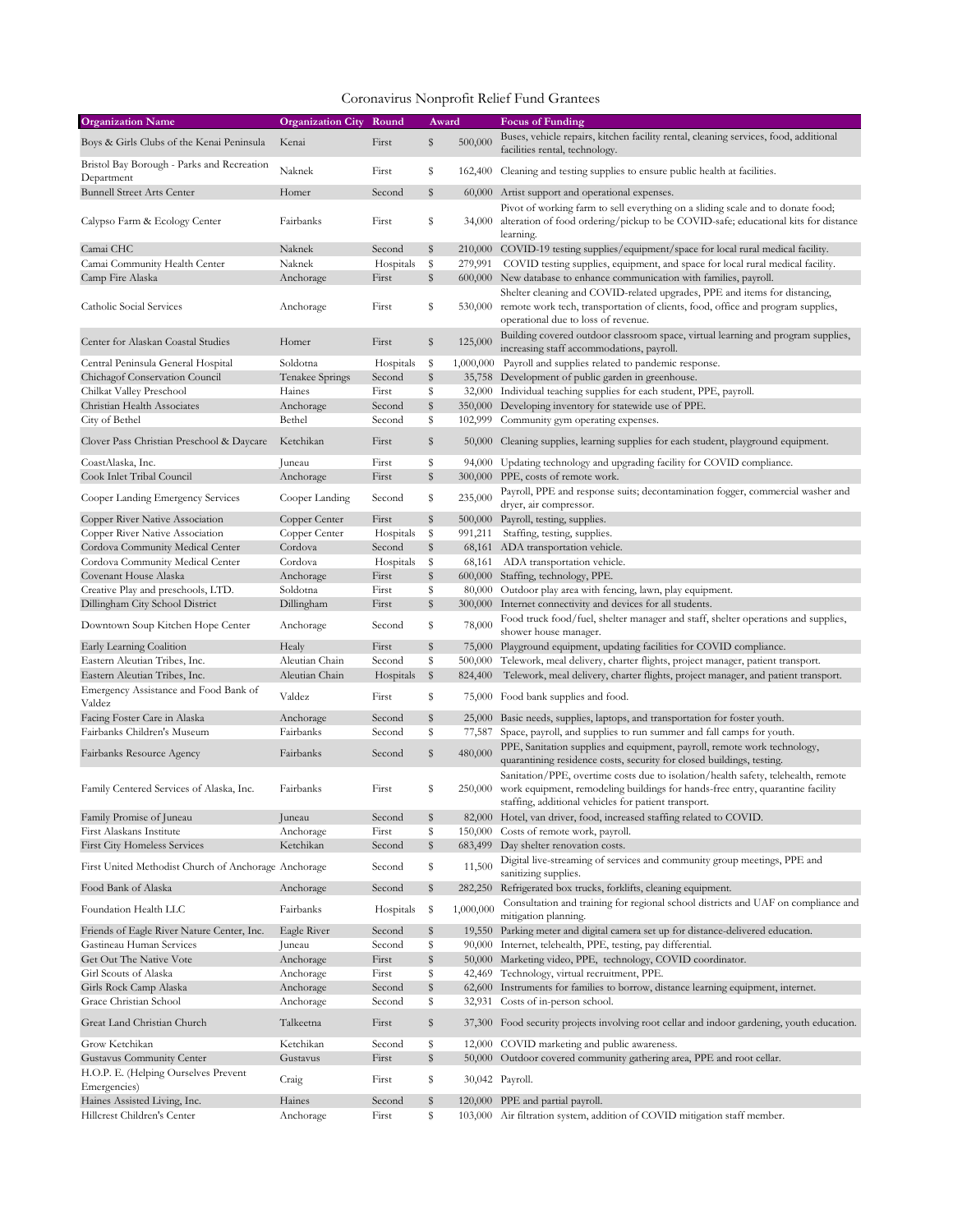# Coronavirus Nonprofit Relief Fund Grantees

| Organization Name | Organization City | Round | Award | Focus of Funding |
|---|---|---|---|---|
| Boys & Girls Clubs of the Kenai Peninsula | Kenai | First | $ 500,000 | Buses, vehicle repairs, kitchen facility rental, cleaning services, food, additional facilities rental, technology. |
| Bristol Bay Borough - Parks and Recreation Department | Naknek | First | $ 162,400 | Cleaning and testing supplies to ensure public health at facilities. |
| Bunnell Street Arts Center | Homer | Second | $ 60,000 | Artist support and operational expenses. |
| Calypso Farm & Ecology Center | Fairbanks | First | $ 34,000 | Pivot of working farm to sell everything on a sliding scale and to donate food; alteration of food ordering/pickup to be COVID-safe; educational kits for distance learning. |
| Camai CHC | Naknek | Second | $ 210,000 | COVID-19 testing supplies/equipment/space for local rural medical facility. |
| Camai Community Health Center | Naknek | Hospitals | $ 279,991 | COVID testing supplies, equipment, and space for local rural medical facility. |
| Camp Fire Alaska | Anchorage | First | $ 600,000 | New database to enhance communication with families, payroll. |
| Catholic Social Services | Anchorage | First | $ 530,000 | Shelter cleaning and COVID-related upgrades, PPE and items for distancing, remote work tech, transportation of clients, food, office and program supplies, operational due to loss of revenue. |
| Center for Alaskan Coastal Studies | Homer | First | $ 125,000 | Building covered outdoor classroom space, virtual learning and program supplies, increasing staff accommodations, payroll. |
| Central Peninsula General Hospital | Soldotna | Hospitals | $ 1,000,000 | Payroll and supplies related to pandemic response. |
| Chichagof Conservation Council | Tenakee Springs | Second | $ 35,758 | Development of public garden in greenhouse. |
| Chilkat Valley Preschool | Haines | First | $ 32,000 | Individual teaching supplies for each student, PPE, payroll. |
| Christian Health Associates | Anchorage | Second | $ 350,000 | Developing inventory for statewide use of PPE. |
| City of Bethel | Bethel | Second | $ 102,999 | Community gym operating expenses. |
| Clover Pass Christian Preschool & Daycare | Ketchikan | First | $ 50,000 | Cleaning supplies, learning supplies for each student, playground equipment. |
| CoastAlaska, Inc. | Juneau | First | $ 94,000 | Updating technology and upgrading facility for COVID compliance. |
| Cook Inlet Tribal Council | Anchorage | First | $ 300,000 | PPE, costs of remote work. |
| Cooper Landing Emergency Services | Cooper Landing | Second | $ 235,000 | Payroll, PPE and response suits; decontamination fogger, commercial washer and dryer, air compressor. |
| Copper River Native Association | Copper Center | First | $ 500,000 | Payroll, testing, supplies. |
| Copper River Native Association | Copper Center | Hospitals | $ 991,211 | Staffing, testing, supplies. |
| Cordova Community Medical Center | Cordova | Second | $ 68,161 | ADA transportation vehicle. |
| Cordova Community Medical Center | Cordova | Hospitals | $ 68,161 | ADA transportation vehicle. |
| Covenant House Alaska | Anchorage | First | $ 600,000 | Staffing, technology, PPE. |
| Creative Play and preschools, LTD. | Soldotna | First | $ 80,000 | Outdoor play area with fencing, lawn, play equipment. |
| Dillingham City School District | Dillingham | First | $ 300,000 | Internet connectivity and devices for all students. |
| Downtown Soup Kitchen Hope Center | Anchorage | Second | $ 78,000 | Food truck food/fuel, shelter manager and staff, shelter operations and supplies, shower house manager. |
| Early Learning Coalition | Healy | First | $ 75,000 | Playground equipment, updating facilities for COVID compliance. |
| Eastern Aleutian Tribes, Inc. | Aleutian Chain | Second | $ 500,000 | Telework, meal delivery, charter flights, project manager, patient transport. |
| Eastern Aleutian Tribes, Inc. | Aleutian Chain | Hospitals | $ 824,400 | Telework, meal delivery, charter flights, project manager, and patient transport. |
| Emergency Assistance and Food Bank of Valdez | Valdez | First | $ 75,000 | Food bank supplies and food. |
| Facing Foster Care in Alaska | Anchorage | Second | $ 25,000 | Basic needs, supplies, laptops, and transportation for foster youth. |
| Fairbanks Children's Museum | Fairbanks | Second | $ 77,587 | Space, payroll, and supplies to run summer and fall camps for youth. |
| Fairbanks Resource Agency | Fairbanks | Second | $ 480,000 | PPE, Sanitation supplies and equipment, payroll, remote work technology, quarantining residence costs, security for closed buildings, testing. |
| Family Centered Services of Alaska, Inc. | Fairbanks | First | $ 250,000 | Sanitation/PPE, overtime costs due to isolation/health safety, telehealth, remote work equipment, remodeling buildings for hands-free entry, quarantine facility staffing, additional vehicles for patient transport. |
| Family Promise of Juneau | Juneau | Second | $ 82,000 | Hotel, van driver, food, increased staffing related to COVID. |
| First Alaskans Institute | Anchorage | First | $ 150,000 | Costs of remote work, payroll. |
| First City Homeless Services | Ketchikan | Second | $ 683,499 | Day shelter renovation costs. |
| First United Methodist Church of Anchorage | Anchorage | Second | $ 11,500 | Digital live-streaming of services and community group meetings, PPE and sanitizing supplies. |
| Food Bank of Alaska | Anchorage | Second | $ 282,250 | Refrigerated box trucks, forklifts, cleaning equipment. |
| Foundation Health LLC | Fairbanks | Hospitals | $ 1,000,000 | Consultation and training for regional school districts and UAF on compliance and mitigation planning. |
| Friends of Eagle River Nature Center, Inc. | Eagle River | Second | $ 19,550 | Parking meter and digital camera set up for distance-delivered education. |
| Gastineau Human Services | Juneau | Second | $ 90,000 | Internet, telehealth, PPE, testing, pay differential. |
| Get Out The Native Vote | Anchorage | First | $ 50,000 | Marketing video, PPE, technology, COVID coordinator. |
| Girl Scouts of Alaska | Anchorage | First | $ 42,469 | Technology, virtual recruitment, PPE. |
| Girls Rock Camp Alaska | Anchorage | Second | $ 62,600 | Instruments for families to borrow, distance learning equipment, internet. |
| Grace Christian School | Anchorage | Second | $ 32,931 | Costs of in-person school. |
| Great Land Christian Church | Talkeetna | First | $ 37,300 | Food security projects involving root cellar and indoor gardening, youth education. |
| Grow Ketchikan | Ketchikan | Second | $ 12,000 | COVID marketing and public awareness. |
| Gustavus Community Center | Gustavus | First | $ 50,000 | Outdoor covered community gathering area, PPE and root cellar. |
| H.O.P. E. (Helping Ourselves Prevent Emergencies) | Craig | First | $ 30,042 | Payroll. |
| Haines Assisted Living, Inc. | Haines | Second | $ 120,000 | PPE and partial payroll. |
| Hillcrest Children's Center | Anchorage | First | $ 103,000 | Air filtration system, addition of COVID mitigation staff member. |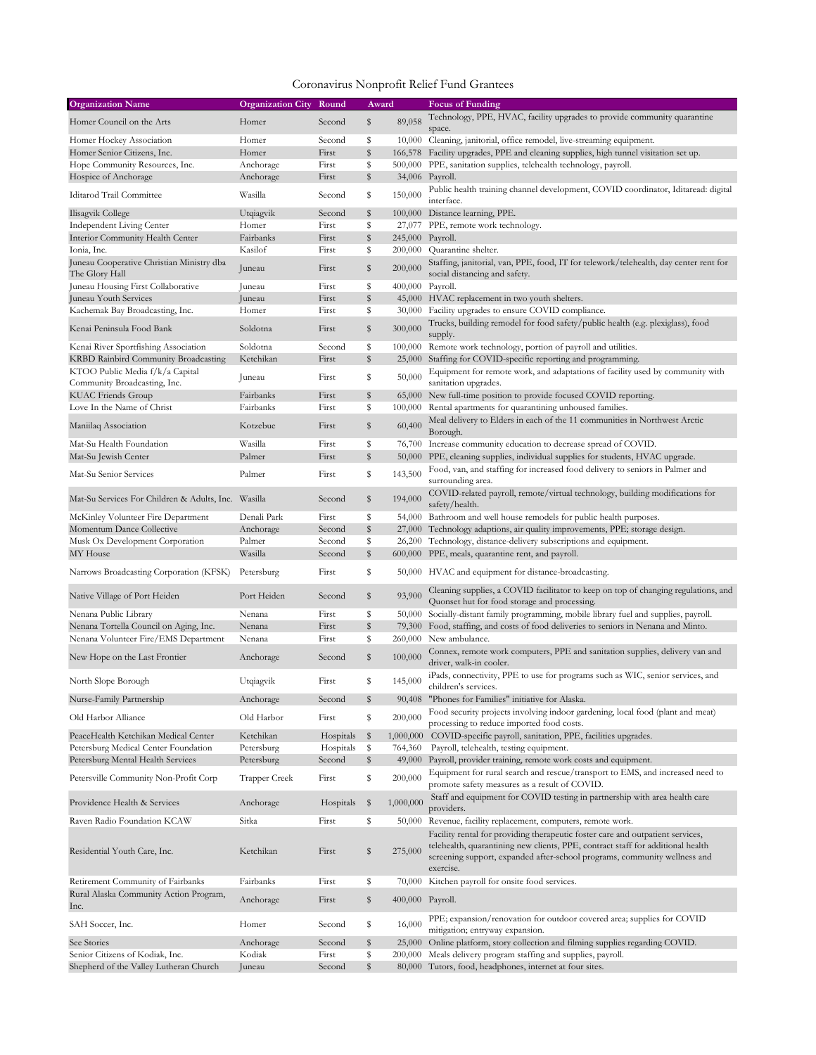# Coronavirus Nonprofit Relief Fund Grantees

| Organization Name | Organization City | Round | Award | Focus of Funding |
|---|---|---|---|---|
| Homer Council on the Arts | Homer | Second | $ 89,058 | Technology, PPE, HVAC, facility upgrades to provide community quarantine space. |
| Homer Hockey Association | Homer | Second | $ 10,000 | Cleaning, janitorial, office remodel, live-streaming equipment. |
| Homer Senior Citizens, Inc. | Homer | First | $ 166,578 | Facility upgrades, PPE and cleaning supplies, high tunnel visitation set up. |
| Hope Community Resources, Inc. | Anchorage | First | $ 500,000 | PPE, sanitation supplies, telehealth technology, payroll. |
| Hospice of Anchorage | Anchorage | First | $ 34,006 | Payroll. |
| Iditarod Trail Committee | Wasilla | Second | $ 150,000 | Public health training channel development, COVID coordinator, Iditaread: digital interface. |
| Ilisagvik College | Utqiagvik | Second | $ 100,000 | Distance learning, PPE. |
| Independent Living Center | Homer | First | $ 27,077 | PPE, remote work technology. |
| Interior Community Health Center | Fairbanks | First | $ 245,000 | Payroll. |
| Ionia, Inc. | Kasilof | First | $ 200,000 | Quarantine shelter. |
| Juneau Cooperative Christian Ministry dba The Glory Hall | Juneau | First | $ 200,000 | Staffing, janitorial, van, PPE, food, IT for telework/telehealth, day center rent for social distancing and safety. |
| Juneau Housing First Collaborative | Juneau | First | $ 400,000 | Payroll. |
| Juneau Youth Services | Juneau | First | $ 45,000 | HVAC replacement in two youth shelters. |
| Kachemak Bay Broadcasting, Inc. | Homer | First | $ 30,000 | Facility upgrades to ensure COVID compliance. |
| Kenai Peninsula Food Bank | Soldotna | First | $ 300,000 | Trucks, building remodel for food safety/public health (e.g. plexiglass), food supply. |
| Kenai River Sportfishing Association | Soldotna | Second | $ 100,000 | Remote work technology, portion of payroll and utilities. |
| KRBD Rainbird Community Broadcasting | Ketchikan | First | $ 25,000 | Staffing for COVID-specific reporting and programming. |
| KTOO Public Media f/k/a Capital Community Broadcasting, Inc. | Juneau | First | $ 50,000 | Equipment for remote work, and adaptations of facility used by community with sanitation upgrades. |
| KUAC Friends Group | Fairbanks | First | $ 65,000 | New full-time position to provide focused COVID reporting. |
| Love In the Name of Christ | Fairbanks | First | $ 100,000 | Rental apartments for quarantining unhoused families. |
| Maniilaq Association | Kotzebue | First | $ 60,400 | Meal delivery to Elders in each of the 11 communities in Northwest Arctic Borough. |
| Mat-Su Health Foundation | Wasilla | First | $ 76,700 | Increase community education to decrease spread of COVID. |
| Mat-Su Jewish Center | Palmer | First | $ 50,000 | PPE, cleaning supplies, individual supplies for students, HVAC upgrade. |
| Mat-Su Senior Services | Palmer | First | $ 143,500 | Food, van, and staffing for increased food delivery to seniors in Palmer and surrounding area. |
| Mat-Su Services For Children & Adults, Inc. | Wasilla | Second | $ 194,000 | COVID-related payroll, remote/virtual technology, building modifications for safety/health. |
| McKinley Volunteer Fire Department | Denali Park | First | $ 54,000 | Bathroom and well house remodels for public health purposes. |
| Momentum Dance Collective | Anchorage | Second | $ 27,000 | Technology adaptions, air quality improvements, PPE; storage design. |
| Musk Ox Development Corporation | Palmer | Second | $ 26,200 | Technology, distance-delivery subscriptions and equipment. |
| MY House | Wasilla | Second | $ 600,000 | PPE, meals, quarantine rent, and payroll. |
| Narrows Broadcasting Corporation (KFSK) | Petersburg | First | $ 50,000 | HVAC and equipment for distance-broadcasting. |
| Native Village of Port Heiden | Port Heiden | Second | $ 93,900 | Cleaning supplies, a COVID facilitator to keep on top of changing regulations, and Quonset hut for food storage and processing. |
| Nenana Public Library | Nenana | First | $ 50,000 | Socially-distant family programming, mobile library fuel and supplies, payroll. |
| Nenana Tortella Council on Aging, Inc. | Nenana | First | $ 79,300 | Food, staffing, and costs of food deliveries to seniors in Nenana and Minto. |
| Nenana Volunteer Fire/EMS Department | Nenana | First | $ 260,000 | New ambulance. |
| New Hope on the Last Frontier | Anchorage | Second | $ 100,000 | Connex, remote work computers, PPE and sanitation supplies, delivery van and driver, walk-in cooler. |
| North Slope Borough | Utqiagvik | First | $ 145,000 | iPads, connectivity, PPE to use for programs such as WIC, senior services, and children's services. |
| Nurse-Family Partnership | Anchorage | Second | $ 90,408 | "Phones for Families" initiative for Alaska. |
| Old Harbor Alliance | Old Harbor | First | $ 200,000 | Food security projects involving indoor gardening, local food (plant and meat) processing to reduce imported food costs. |
| PeaceHealth Ketchikan Medical Center | Ketchikan | Hospitals | $ 1,000,000 | COVID-specific payroll, sanitation, PPE, facilities upgrades. |
| Petersburg Medical Center Foundation | Petersburg | Hospitals | $ 764,360 | Payroll, telehealth, testing equipment. |
| Petersburg Mental Health Services | Petersburg | Second | $ 49,000 | Payroll, provider training, remote work costs and equipment. |
| Petersville Community Non-Profit Corp | Trapper Creek | First | $ 200,000 | Equipment for rural search and rescue/transport to EMS, and increased need to promote safety measures as a result of COVID. |
| Providence Health & Services | Anchorage | Hospitals | $ 1,000,000 | Staff and equipment for COVID testing in partnership with area health care providers. |
| Raven Radio Foundation KCAW | Sitka | First | $ 50,000 | Revenue, facility replacement, computers, remote work. |
| Residential Youth Care, Inc. | Ketchikan | First | $ 275,000 | Facility rental for providing therapeutic foster care and outpatient services, telehealth, quarantining new clients, PPE, contract staff for additional health screening support, expanded after-school programs, community wellness and exercise. |
| Retirement Community of Fairbanks | Fairbanks | First | $ 70,000 | Kitchen payroll for onsite food services. |
| Rural Alaska Community Action Program, Inc. | Anchorage | First | $ 400,000 | Payroll. |
| SAH Soccer, Inc. | Homer | Second | $ 16,000 | PPE; expansion/renovation for outdoor covered area; supplies for COVID mitigation; entryway expansion. |
| See Stories | Anchorage | Second | $ 25,000 | Online platform, story collection and filming supplies regarding COVID. |
| Senior Citizens of Kodiak, Inc. | Kodiak | First | $ 200,000 | Meals delivery program staffing and supplies, payroll. |
| Shepherd of the Valley Lutheran Church | Juneau | Second | $ 80,000 | Tutors, food, headphones, internet at four sites. |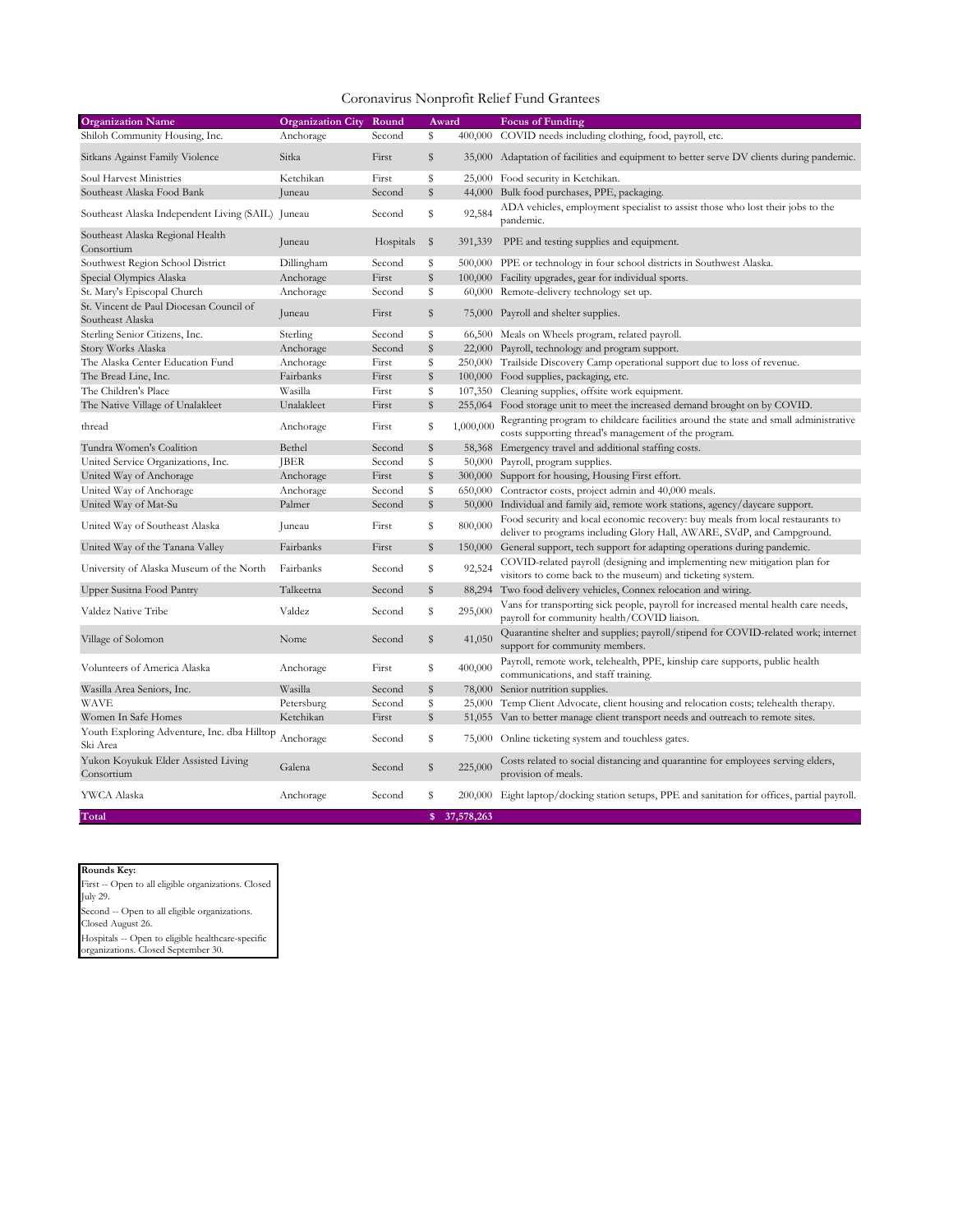Coronavirus Nonprofit Relief Fund Grantees

| Organization Name | Organization City | Round | Award | Focus of Funding |
|---|---|---|---|---|
| Shiloh Community Housing, Inc. | Anchorage | Second | $ 400,000 | COVID needs including clothing, food, payroll, etc. |
| Sitkans Against Family Violence | Sitka | First | $ 35,000 | Adaptation of facilities and equipment to better serve DV clients during pandemic. |
| Soul Harvest Ministries | Ketchikan | First | $ 25,000 | Food security in Ketchikan. |
| Southeast Alaska Food Bank | Juneau | Second | $ 44,000 | Bulk food purchases, PPE, packaging. |
| Southeast Alaska Independent Living (SAIL) | Juneau | Second | $ 92,584 | ADA vehicles, employment specialist to assist those who lost their jobs to the pandemic. |
| Southeast Alaska Regional Health Consortium | Juneau | Hospitals | $ 391,339 | PPE and testing supplies and equipment. |
| Southwest Region School District | Dillingham | Second | $ 500,000 | PPE or technology in four school districts in Southwest Alaska. |
| Special Olympics Alaska | Anchorage | First | $ 100,000 | Facility upgrades, gear for individual sports. |
| St. Mary's Episcopal Church | Anchorage | Second | $ 60,000 | Remote-delivery technology set up. |
| St. Vincent de Paul Diocesan Council of Southeast Alaska | Juneau | First | $ 75,000 | Payroll and shelter supplies. |
| Sterling Senior Citizens, Inc. | Sterling | Second | $ 66,500 | Meals on Wheels program, related payroll. |
| Story Works Alaska | Anchorage | Second | $ 22,000 | Payroll, technology and program support. |
| The Alaska Center Education Fund | Anchorage | First | $ 250,000 | Trailside Discovery Camp operational support due to loss of revenue. |
| The Bread Line, Inc. | Fairbanks | First | $ 100,000 | Food supplies, packaging, etc. |
| The Children's Place | Wasilla | First | $ 107,350 | Cleaning supplies, offsite work equipment. |
| The Native Village of Unalakleet | Unalakleet | First | $ 255,064 | Food storage unit to meet the increased demand brought on by COVID. |
| thread | Anchorage | First | $ 1,000,000 | Regranting program to childcare facilities around the state and small administrative costs supporting thread's management of the program. |
| Tundra Women's Coalition | Bethel | Second | $ 58,368 | Emergency travel and additional staffing costs. |
| United Service Organizations, Inc. | JBER | Second | $ 50,000 | Payroll, program supplies. |
| United Way of Anchorage | Anchorage | First | $ 300,000 | Support for housing, Housing First effort. |
| United Way of Anchorage | Anchorage | Second | $ 650,000 | Contractor costs, project admin and 40,000 meals. |
| United Way of Mat-Su | Palmer | Second | $ 50,000 | Individual and family aid, remote work stations, agency/daycare support. |
| United Way of Southeast Alaska | Juneau | First | $ 800,000 | Food security and local economic recovery: buy meals from local restaurants to deliver to programs including Glory Hall, AWARE, SVdP, and Campground. |
| United Way of the Tanana Valley | Fairbanks | First | $ 150,000 | General support, tech support for adapting operations during pandemic. |
| University of Alaska Museum of the North | Fairbanks | Second | $ 92,524 | COVID-related payroll (designing and implementing new mitigation plan for visitors to come back to the museum) and ticketing system. |
| Upper Susitna Food Pantry | Talkeetna | Second | $ 88,294 | Two food delivery vehicles, Connex relocation and wiring. |
| Valdez Native Tribe | Valdez | Second | $ 295,000 | Vans for transporting sick people, payroll for increased mental health care needs, payroll for community health/COVID liaison. |
| Village of Solomon | Nome | Second | $ 41,050 | Quarantine shelter and supplies; payroll/stipend for COVID-related work; internet support for community members. |
| Volunteers of America Alaska | Anchorage | First | $ 400,000 | Payroll, remote work, telehealth, PPE, kinship care supports, public health communications, and staff training. |
| Wasilla Area Seniors, Inc. | Wasilla | Second | $ 78,000 | Senior nutrition supplies. |
| WAVE | Petersburg | Second | $ 25,000 | Temp Client Advocate, client housing and relocation costs; telehealth therapy. |
| Women In Safe Homes | Ketchikan | First | $ 51,055 | Van to better manage client transport needs and outreach to remote sites. |
| Youth Exploring Adventure, Inc. dba Hilltop Ski Area | Anchorage | Second | $ 75,000 | Online ticketing system and touchless gates. |
| Yukon Koyukuk Elder Assisted Living Consortium | Galena | Second | $ 225,000 | Costs related to social distancing and quarantine for employees serving elders, provision of meals. |
| YWCA Alaska | Anchorage | Second | $ 200,000 | Eight laptop/docking station setups, PPE and sanitation for offices, partial payroll. |
| **Total** | | | **$ 37,578,263** | |

**Rounds Key:**

First -- Open to all eligible organizations. Closed July 29.

Second -- Open to all eligible organizations. Closed August 26.

Hospitals -- Open to eligible healthcare-specific organizations. Closed September 30.